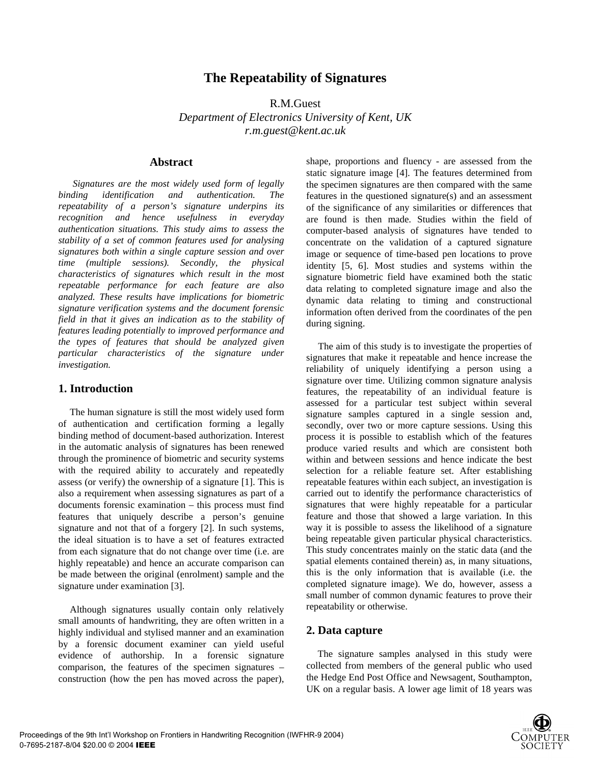# The Repeatability of Signatures

R.M.Guest  
*Department of Electronics University of Kent, UK*  
*r.m.guest@kent.ac.uk*

## Abstract

*Signatures are the most widely used form of legally binding identification and authentication. The repeatability of a person's signature underpins its recognition and hence usefulness in everyday authentication situations. This study aims to assess the stability of a set of common features used for analysing signatures both within a single capture session and over time (multiple sessions). Secondly, the physical characteristics of signatures which result in the most repeatable performance for each feature are also analyzed. These results have implications for biometric signature verification systems and the document forensic field in that it gives an indication as to the stability of features leading potentially to improved performance and the types of features that should be analyzed given particular characteristics of the signature under investigation.*

## 1. Introduction

The human signature is still the most widely used form of authentication and certification forming a legally binding method of document-based authorization. Interest in the automatic analysis of signatures has been renewed through the prominence of biometric and security systems with the required ability to accurately and repeatedly assess (or verify) the ownership of a signature [1]. This is also a requirement when assessing signatures as part of a documents forensic examination – this process must find features that uniquely describe a person's genuine signature and not that of a forgery [2]. In such systems, the ideal situation is to have a set of features extracted from each signature that do not change over time (i.e. are highly repeatable) and hence an accurate comparison can be made between the original (enrolment) sample and the signature under examination [3].

Although signatures usually contain only relatively small amounts of handwriting, they are often written in a highly individual and stylised manner and an examination by a forensic document examiner can yield useful evidence of authorship. In a forensic signature comparison, the features of the specimen signatures – construction (how the pen has moved across the paper), shape, proportions and fluency - are assessed from the static signature image [4]. The features determined from the specimen signatures are then compared with the same features in the questioned signature(s) and an assessment of the significance of any similarities or differences that are found is then made. Studies within the field of computer-based analysis of signatures have tended to concentrate on the validation of a captured signature image or sequence of time-based pen locations to prove identity [5, 6]. Most studies and systems within the signature biometric field have examined both the static data relating to completed signature image and also the dynamic data relating to timing and constructional information often derived from the coordinates of the pen during signing.

The aim of this study is to investigate the properties of signatures that make it repeatable and hence increase the reliability of uniquely identifying a person using a signature over time. Utilizing common signature analysis features, the repeatability of an individual feature is assessed for a particular test subject within several signature samples captured in a single session and, secondly, over two or more capture sessions. Using this process it is possible to establish which of the features produce varied results and which are consistent both within and between sessions and hence indicate the best selection for a reliable feature set. After establishing repeatable features within each subject, an investigation is carried out to identify the performance characteristics of signatures that were highly repeatable for a particular feature and those that showed a large variation. In this way it is possible to assess the likelihood of a signature being repeatable given particular physical characteristics. This study concentrates mainly on the static data (and the spatial elements contained therein) as, in many situations, this is the only information that is available (i.e. the completed signature image). We do, however, assess a small number of common dynamic features to prove their repeatability or otherwise.

## 2. Data capture

The signature samples analysed in this study were collected from members of the general public who used the Hedge End Post Office and Newsagent, Southampton, UK on a regular basis. A lower age limit of 18 years was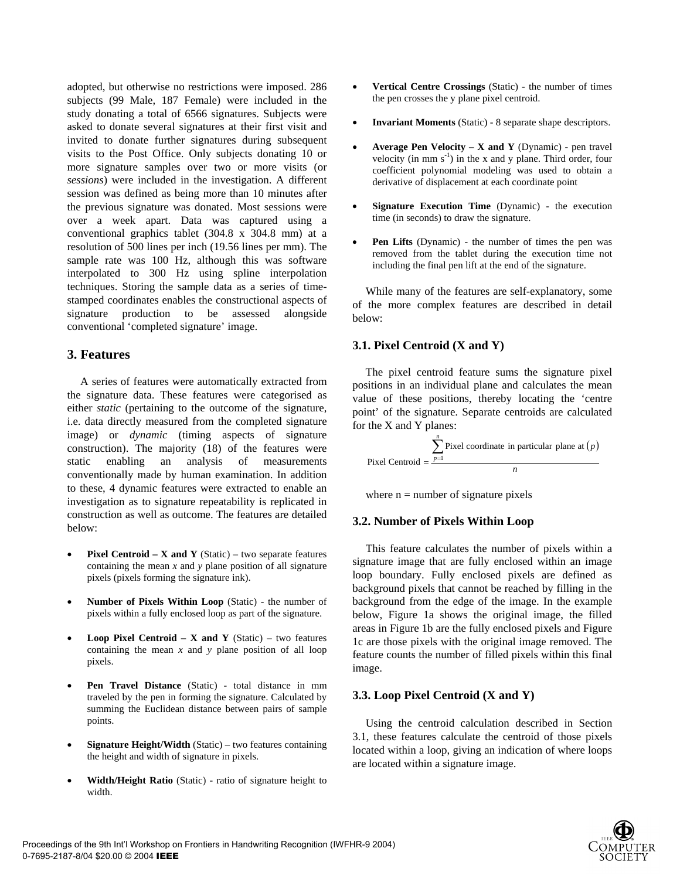adopted, but otherwise no restrictions were imposed. 286 subjects (99 Male, 187 Female) were included in the study donating a total of 6566 signatures. Subjects were asked to donate several signatures at their first visit and invited to donate further signatures during subsequent visits to the Post Office. Only subjects donating 10 or more signature samples over two or more visits (or *sessions*) were included in the investigation. A different session was defined as being more than 10 minutes after the previous signature was donated. Most sessions were over a week apart. Data was captured using a conventional graphics tablet (304.8 x 304.8 mm) at a resolution of 500 lines per inch (19.56 lines per mm). The sample rate was 100 Hz, although this was software interpolated to 300 Hz using spline interpolation techniques. Storing the sample data as a series of time-stamped coordinates enables the constructional aspects of signature production to be assessed alongside conventional 'completed signature' image.

## 3. Features

A series of features were automatically extracted from the signature data. These features were categorised as either *static* (pertaining to the outcome of the signature, i.e. data directly measured from the completed signature image) or *dynamic* (timing aspects of signature construction). The majority (18) of the features were static enabling an analysis of measurements conventionally made by human examination. In addition to these, 4 dynamic features were extracted to enable an investigation as to signature repeatability is replicated in construction as well as outcome. The features are detailed below:

- **Pixel Centroid – X and Y** (Static) – two separate features containing the mean *x* and *y* plane position of all signature pixels (pixels forming the signature ink).
- **Number of Pixels Within Loop** (Static) - the number of pixels within a fully enclosed loop as part of the signature.
- **Loop Pixel Centroid – X and Y** (Static) – two features containing the mean *x* and *y* plane position of all loop pixels.
- **Pen Travel Distance** (Static) - total distance in mm traveled by the pen in forming the signature. Calculated by summing the Euclidean distance between pairs of sample points.
- **Signature Height/Width** (Static) – two features containing the height and width of signature in pixels.
- **Width/Height Ratio** (Static) - ratio of signature height to width.
- **Vertical Centre Crossings** (Static) - the number of times the pen crosses the y plane pixel centroid.
- **Invariant Moments** (Static) - 8 separate shape descriptors.
- **Average Pen Velocity – X and Y** (Dynamic) - pen travel velocity (in mm $s^{-1}$) in the x and y plane. Third order, four coefficient polynomial modeling was used to obtain a derivative of displacement at each coordinate point
- **Signature Execution Time** (Dynamic) - the execution time (in seconds) to draw the signature.
- **Pen Lifts** (Dynamic) - the number of times the pen was removed from the tablet during the execution time not including the final pen lift at the end of the signature.

While many of the features are self-explanatory, some of the more complex features are described in detail below:

### 3.1. Pixel Centroid (X and Y)

The pixel centroid feature sums the signature pixel positions in an individual plane and calculates the mean value of these positions, thereby locating the 'centre point' of the signature. Separate centroids are calculated for the X and Y planes:

$$\text{Pixel Centroid} = \frac{\sum_{p=1}^{n} \text{Pixel coordinate in particular plane at } (p)}{n}$$

where n = number of signature pixels

### 3.2. Number of Pixels Within Loop

This feature calculates the number of pixels within a signature image that are fully enclosed within an image loop boundary. Fully enclosed pixels are defined as background pixels that cannot be reached by filling in the background from the edge of the image. In the example below, Figure 1a shows the original image, the filled areas in Figure 1b are the fully enclosed pixels and Figure 1c are those pixels with the original image removed. The feature counts the number of filled pixels within this final image.

### 3.3. Loop Pixel Centroid (X and Y)

Using the centroid calculation described in Section 3.1, these features calculate the centroid of those pixels located within a loop, giving an indication of where loops are located within a signature image.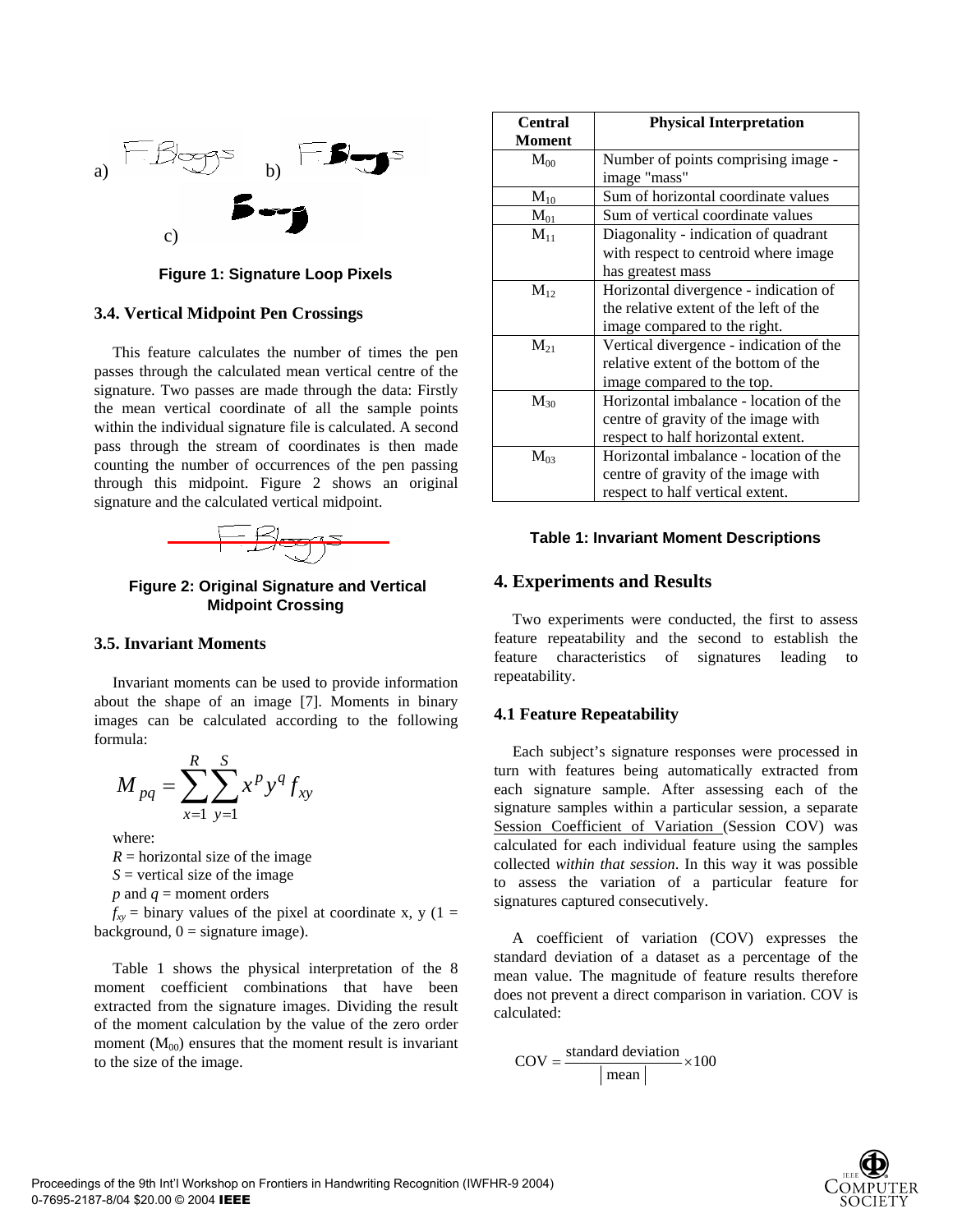a) b)

c)

**Figure 1: Signature Loop Pixels**

### 3.4. Vertical Midpoint Pen Crossings

This feature calculates the number of times the pen passes through the calculated mean vertical centre of the signature. Two passes are made through the data: Firstly the mean vertical coordinate of all the sample points within the individual signature file is calculated. A second pass through the stream of coordinates is then made counting the number of occurrences of the pen passing through this midpoint. Figure 2 shows an original signature and the calculated vertical midpoint.

**Figure 2: Original Signature and Vertical Midpoint Crossing**

### 3.5. Invariant Moments

Invariant moments can be used to provide information about the shape of an image [7]. Moments in binary images can be calculated according to the following formula:

$$M_{pq} = \sum_{x=1}^{R} \sum_{y=1}^{S} x^p y^q f_{xy}$$

where:

$R$ = horizontal size of the image

$S$ = vertical size of the image

$p$ and $q$ = moment orders

$f_{xy}$ = binary values of the pixel at coordinate x, y (1 = background, 0 = signature image).

Table 1 shows the physical interpretation of the 8 moment coefficient combinations that have been extracted from the signature images. Dividing the result of the moment calculation by the value of the zero order moment ($M_{00}$) ensures that the moment result is invariant to the size of the image.

| Central Moment | Physical Interpretation |
|---|---|
| $M_{00}$ | Number of points comprising image - image "mass" |
| $M_{10}$ | Sum of horizontal coordinate values |
| $M_{01}$ | Sum of vertical coordinate values |
| $M_{11}$ | Diagonality - indication of quadrant with respect to centroid where image has greatest mass |
| $M_{12}$ | Horizontal divergence - indication of the relative extent of the left of the image compared to the right. |
| $M_{21}$ | Vertical divergence - indication of the relative extent of the bottom of the image compared to the top. |
| $M_{30}$ | Horizontal imbalance - location of the centre of gravity of the image with respect to half horizontal extent. |
| $M_{03}$ | Horizontal imbalance - location of the centre of gravity of the image with respect to half vertical extent. |

**Table 1: Invariant Moment Descriptions**

## 4. Experiments and Results

Two experiments were conducted, the first to assess feature repeatability and the second to establish the feature characteristics of signatures leading to repeatability.

### 4.1 Feature Repeatability

Each subject's signature responses were processed in turn with features being automatically extracted from each signature sample. After assessing each of the signature samples within a particular session, a separate Session Coefficient of Variation (Session COV) was calculated for each individual feature using the samples collected *within that session*. In this way it was possible to assess the variation of a particular feature for signatures captured consecutively.

A coefficient of variation (COV) expresses the standard deviation of a dataset as a percentage of the mean value. The magnitude of feature results therefore does not prevent a direct comparison in variation. COV is calculated:

$$\text{COV} = \frac{\text{standard deviation}}{|\text{mean}|} \times 100$$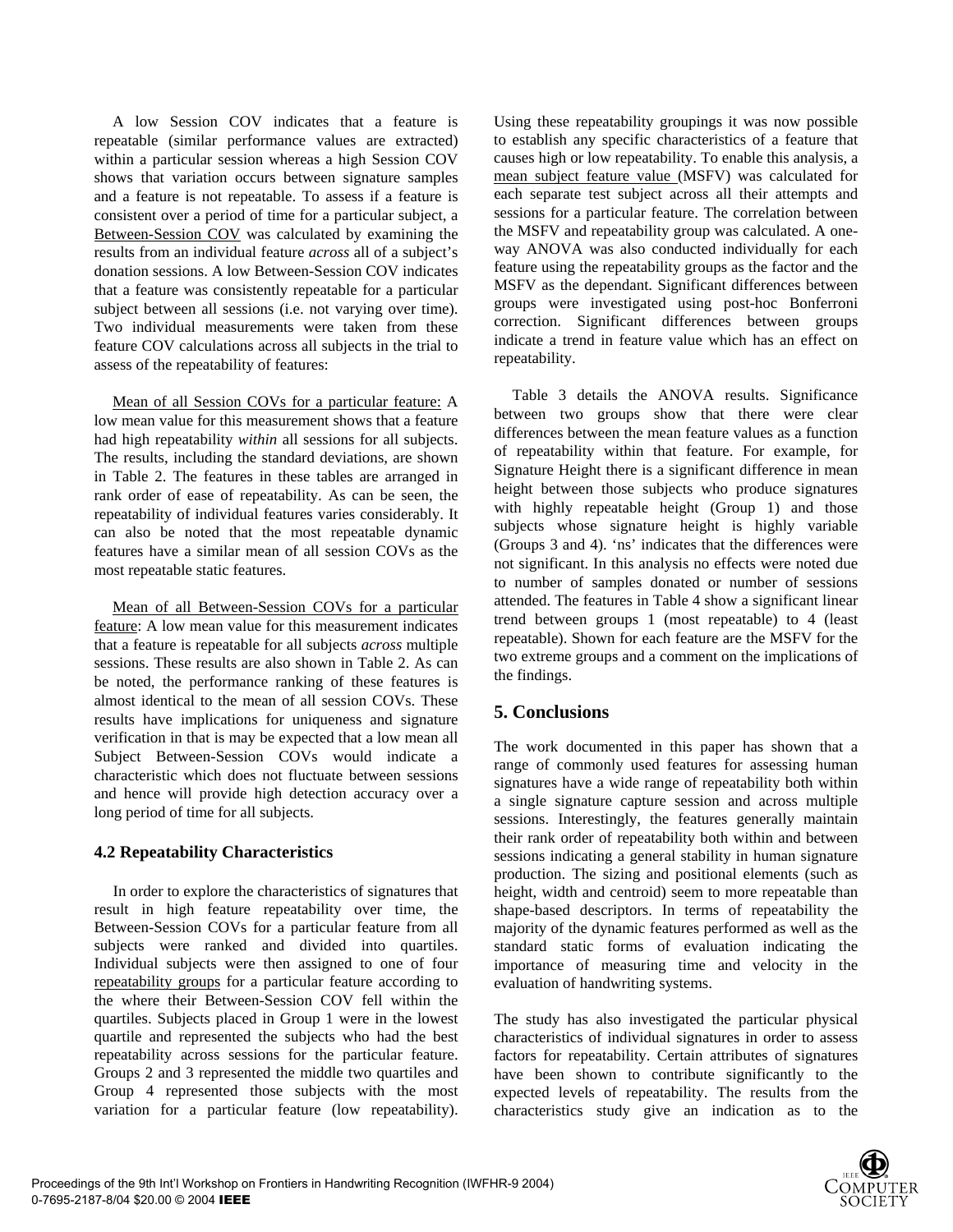A low Session COV indicates that a feature is repeatable (similar performance values are extracted) within a particular session whereas a high Session COV shows that variation occurs between signature samples and a feature is not repeatable. To assess if a feature is consistent over a period of time for a particular subject, a Between-Session COV was calculated by examining the results from an individual feature *across* all of a subject's donation sessions. A low Between-Session COV indicates that a feature was consistently repeatable for a particular subject between all sessions (i.e. not varying over time). Two individual measurements were taken from these feature COV calculations across all subjects in the trial to assess of the repeatability of features:

Mean of all Session COVs for a particular feature: A low mean value for this measurement shows that a feature had high repeatability *within* all sessions for all subjects. The results, including the standard deviations, are shown in Table 2. The features in these tables are arranged in rank order of ease of repeatability. As can be seen, the repeatability of individual features varies considerably. It can also be noted that the most repeatable dynamic features have a similar mean of all session COVs as the most repeatable static features.

Mean of all Between-Session COVs for a particular feature: A low mean value for this measurement indicates that a feature is repeatable for all subjects *across* multiple sessions. These results are also shown in Table 2. As can be noted, the performance ranking of these features is almost identical to the mean of all session COVs. These results have implications for uniqueness and signature verification in that is may be expected that a low mean all Subject Between-Session COVs would indicate a characteristic which does not fluctuate between sessions and hence will provide high detection accuracy over a long period of time for all subjects.

### 4.2 Repeatability Characteristics

In order to explore the characteristics of signatures that result in high feature repeatability over time, the Between-Session COVs for a particular feature from all subjects were ranked and divided into quartiles. Individual subjects were then assigned to one of four repeatability groups for a particular feature according to the where their Between-Session COV fell within the quartiles. Subjects placed in Group 1 were in the lowest quartile and represented the subjects who had the best repeatability across sessions for the particular feature. Groups 2 and 3 represented the middle two quartiles and Group 4 represented those subjects with the most variation for a particular feature (low repeatability). Using these repeatability groupings it was now possible to establish any specific characteristics of a feature that causes high or low repeatability. To enable this analysis, a mean subject feature value (MSFV) was calculated for each separate test subject across all their attempts and sessions for a particular feature. The correlation between the MSFV and repeatability group was calculated. A one-way ANOVA was also conducted individually for each feature using the repeatability groups as the factor and the MSFV as the dependant. Significant differences between groups were investigated using post-hoc Bonferroni correction. Significant differences between groups indicate a trend in feature value which has an effect on repeatability.

Table 3 details the ANOVA results. Significance between two groups show that there were clear differences between the mean feature values as a function of repeatability within that feature. For example, for Signature Height there is a significant difference in mean height between those subjects who produce signatures with highly repeatable height (Group 1) and those subjects whose signature height is highly variable (Groups 3 and 4). 'ns' indicates that the differences were not significant. In this analysis no effects were noted due to number of samples donated or number of sessions attended. The features in Table 4 show a significant linear trend between groups 1 (most repeatable) to 4 (least repeatable). Shown for each feature are the MSFV for the two extreme groups and a comment on the implications of the findings.

## 5. Conclusions

The work documented in this paper has shown that a range of commonly used features for assessing human signatures have a wide range of repeatability both within a single signature capture session and across multiple sessions. Interestingly, the features generally maintain their rank order of repeatability both within and between sessions indicating a general stability in human signature production. The sizing and positional elements (such as height, width and centroid) seem to more repeatable than shape-based descriptors. In terms of repeatability the majority of the dynamic features performed as well as the standard static forms of evaluation indicating the importance of measuring time and velocity in the evaluation of handwriting systems.

The study has also investigated the particular physical characteristics of individual signatures in order to assess factors for repeatability. Certain attributes of signatures have been shown to contribute significantly to the expected levels of repeatability. The results from the characteristics study give an indication as to the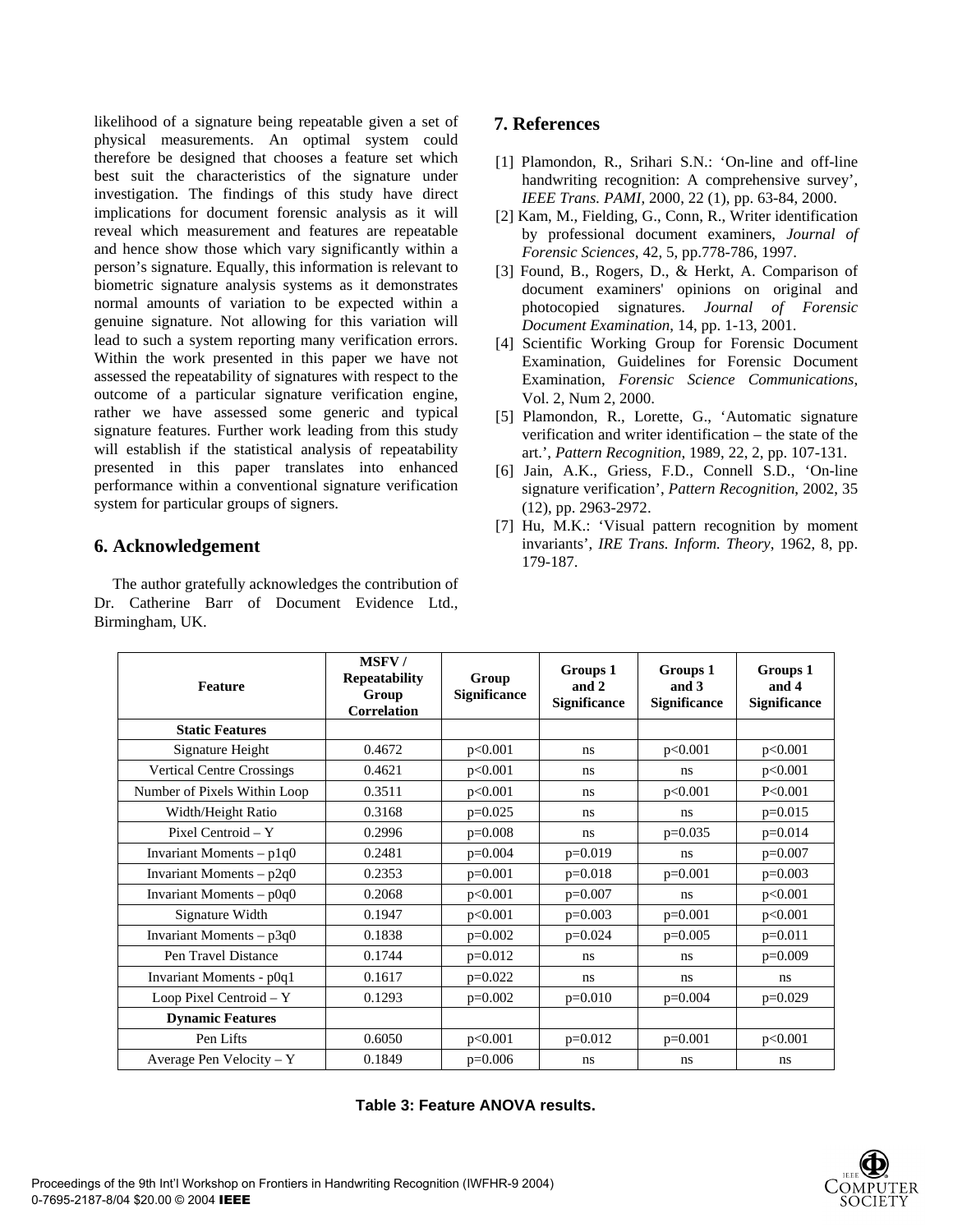likelihood of a signature being repeatable given a set of physical measurements. An optimal system could therefore be designed that chooses a feature set which best suit the characteristics of the signature under investigation. The findings of this study have direct implications for document forensic analysis as it will reveal which measurement and features are repeatable and hence show those which vary significantly within a person's signature. Equally, this information is relevant to biometric signature analysis systems as it demonstrates normal amounts of variation to be expected within a genuine signature. Not allowing for this variation will lead to such a system reporting many verification errors. Within the work presented in this paper we have not assessed the repeatability of signatures with respect to the outcome of a particular signature verification engine, rather we have assessed some generic and typical signature features. Further work leading from this study will establish if the statistical analysis of repeatability presented in this paper translates into enhanced performance within a conventional signature verification system for particular groups of signers.

## 6. Acknowledgement

The author gratefully acknowledges the contribution of Dr. Catherine Barr of Document Evidence Ltd., Birmingham, UK.

## 7. References

[1] Plamondon, R., Srihari S.N.: 'On-line and off-line handwriting recognition: A comprehensive survey', *IEEE Trans. PAMI*, 2000, 22 (1), pp. 63-84, 2000.

[2] Kam, M., Fielding, G., Conn, R., Writer identification by professional document examiners, *Journal of Forensic Sciences*, 42, 5, pp.778-786, 1997.

[3] Found, B., Rogers, D., & Herkt, A. Comparison of document examiners' opinions on original and photocopied signatures. *Journal of Forensic Document Examination*, 14, pp. 1-13, 2001.

[4] Scientific Working Group for Forensic Document Examination, Guidelines for Forensic Document Examination, *Forensic Science Communications*, Vol. 2, Num 2, 2000.

[5] Plamondon, R., Lorette, G., 'Automatic signature verification and writer identification – the state of the art.', *Pattern Recognition*, 1989, 22, 2, pp. 107-131.

[6] Jain, A.K., Griess, F.D., Connell S.D., 'On-line signature verification', *Pattern Recognition*, 2002, 35 (12), pp. 2963-2972.

[7] Hu, M.K.: 'Visual pattern recognition by moment invariants', *IRE Trans. Inform. Theory*, 1962, 8, pp. 179-187.

| Feature | MSFV / Repeatability Group Correlation | Group Significance | Groups 1 and 2 Significance | Groups 1 and 3 Significance | Groups 1 and 4 Significance |
|---|---|---|---|---|---|
| **Static Features** | | | | | |
| Signature Height | 0.4672 | p<0.001 | ns | p<0.001 | p<0.001 |
| Vertical Centre Crossings | 0.4621 | p<0.001 | ns | ns | p<0.001 |
| Number of Pixels Within Loop | 0.3511 | p<0.001 | ns | p<0.001 | P<0.001 |
| Width/Height Ratio | 0.3168 | p=0.025 | ns | ns | p=0.015 |
| Pixel Centroid – Y | 0.2996 | p=0.008 | ns | p=0.035 | p=0.014 |
| Invariant Moments – p1q0 | 0.2481 | p=0.004 | p=0.019 | ns | p=0.007 |
| Invariant Moments – p2q0 | 0.2353 | p=0.001 | p=0.018 | p=0.001 | p=0.003 |
| Invariant Moments – p0q0 | 0.2068 | p<0.001 | p=0.007 | ns | p<0.001 |
| Signature Width | 0.1947 | p<0.001 | p=0.003 | p=0.001 | p<0.001 |
| Invariant Moments – p3q0 | 0.1838 | p=0.002 | p=0.024 | p=0.005 | p=0.011 |
| Pen Travel Distance | 0.1744 | p=0.012 | ns | ns | p=0.009 |
| Invariant Moments - p0q1 | 0.1617 | p=0.022 | ns | ns | ns |
| Loop Pixel Centroid – Y | 0.1293 | p=0.002 | p=0.010 | p=0.004 | p=0.029 |
| **Dynamic Features** | | | | | |
| Pen Lifts | 0.6050 | p<0.001 | p=0.012 | p=0.001 | p<0.001 |
| Average Pen Velocity – Y | 0.1849 | p=0.006 | ns | ns | ns |

**Table 3: Feature ANOVA results.**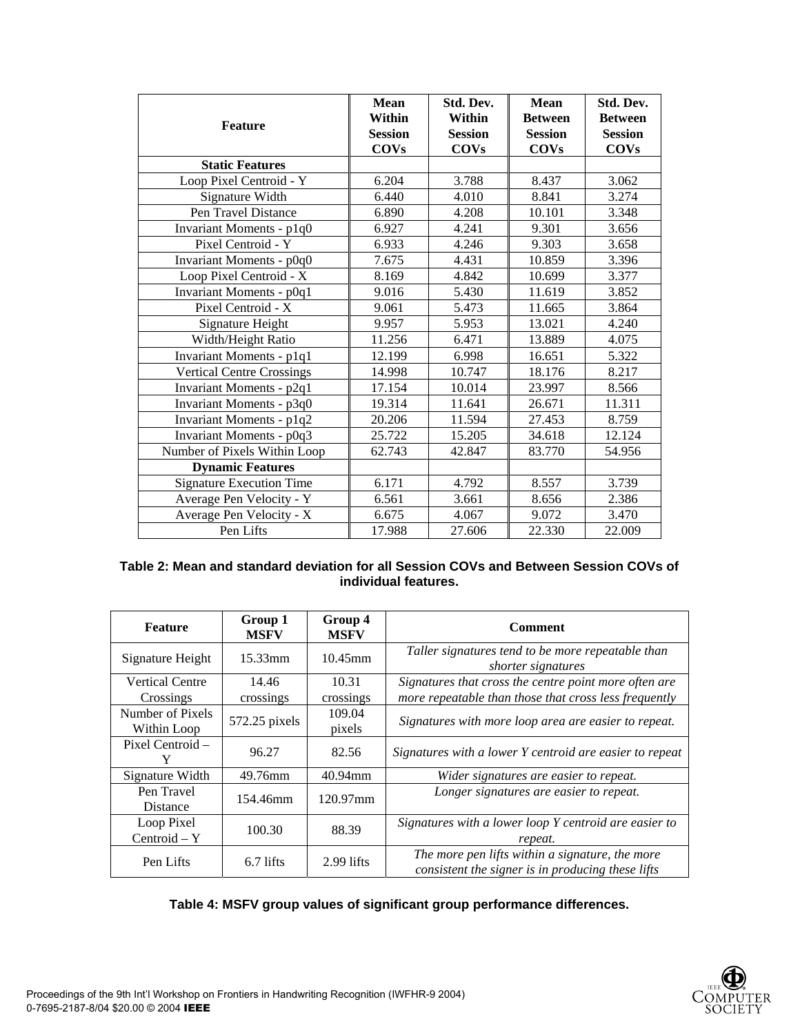| Feature | Mean Within Session COVs | Std. Dev. Within Session COVs | Mean Between Session COVs | Std. Dev. Between Session COVs |
|---|---|---|---|---|
| **Static Features** | | | | |
| Loop Pixel Centroid - Y | 6.204 | 3.788 | 8.437 | 3.062 |
| Signature Width | 6.440 | 4.010 | 8.841 | 3.274 |
| Pen Travel Distance | 6.890 | 4.208 | 10.101 | 3.348 |
| Invariant Moments - p1q0 | 6.927 | 4.241 | 9.301 | 3.656 |
| Pixel Centroid - Y | 6.933 | 4.246 | 9.303 | 3.658 |
| Invariant Moments - p0q0 | 7.675 | 4.431 | 10.859 | 3.396 |
| Loop Pixel Centroid - X | 8.169 | 4.842 | 10.699 | 3.377 |
| Invariant Moments - p0q1 | 9.016 | 5.430 | 11.619 | 3.852 |
| Pixel Centroid - X | 9.061 | 5.473 | 11.665 | 3.864 |
| Signature Height | 9.957 | 5.953 | 13.021 | 4.240 |
| Width/Height Ratio | 11.256 | 6.471 | 13.889 | 4.075 |
| Invariant Moments - p1q1 | 12.199 | 6.998 | 16.651 | 5.322 |
| Vertical Centre Crossings | 14.998 | 10.747 | 18.176 | 8.217 |
| Invariant Moments - p2q1 | 17.154 | 10.014 | 23.997 | 8.566 |
| Invariant Moments - p3q0 | 19.314 | 11.641 | 26.671 | 11.311 |
| Invariant Moments - p1q2 | 20.206 | 11.594 | 27.453 | 8.759 |
| Invariant Moments - p0q3 | 25.722 | 15.205 | 34.618 | 12.124 |
| Number of Pixels Within Loop | 62.743 | 42.847 | 83.770 | 54.956 |
| **Dynamic Features** | | | | |
| Signature Execution Time | 6.171 | 4.792 | 8.557 | 3.739 |
| Average Pen Velocity - Y | 6.561 | 3.661 | 8.656 | 2.386 |
| Average Pen Velocity - X | 6.675 | 4.067 | 9.072 | 3.470 |
| Pen Lifts | 17.988 | 27.606 | 22.330 | 22.009 |

**Table 2: Mean and standard deviation for all Session COVs and Between Session COVs of individual features.**

| Feature | Group 1 MSFV | Group 4 MSFV | Comment |
|---|---|---|---|
| Signature Height | 15.33mm | 10.45mm | *Taller signatures tend to be more repeatable than shorter signatures* |
| Vertical Centre Crossings | 14.46 crossings | 10.31 crossings | *Signatures that cross the centre point more often are more repeatable than those that cross less frequently* |
| Number of Pixels Within Loop | 572.25 pixels | 109.04 pixels | *Signatures with more loop area are easier to repeat.* |
| Pixel Centroid – Y | 96.27 | 82.56 | *Signatures with a lower Y centroid are easier to repeat* |
| Signature Width | 49.76mm | 40.94mm | *Wider signatures are easier to repeat.* |
| Pen Travel Distance | 154.46mm | 120.97mm | *Longer signatures are easier to repeat.* |
| Loop Pixel Centroid – Y | 100.30 | 88.39 | *Signatures with a lower loop Y centroid are easier to repeat.* |
| Pen Lifts | 6.7 lifts | 2.99 lifts | *The more pen lifts within a signature, the more consistent the signer is in producing these lifts* |

**Table 4: MSFV group values of significant group performance differences.**